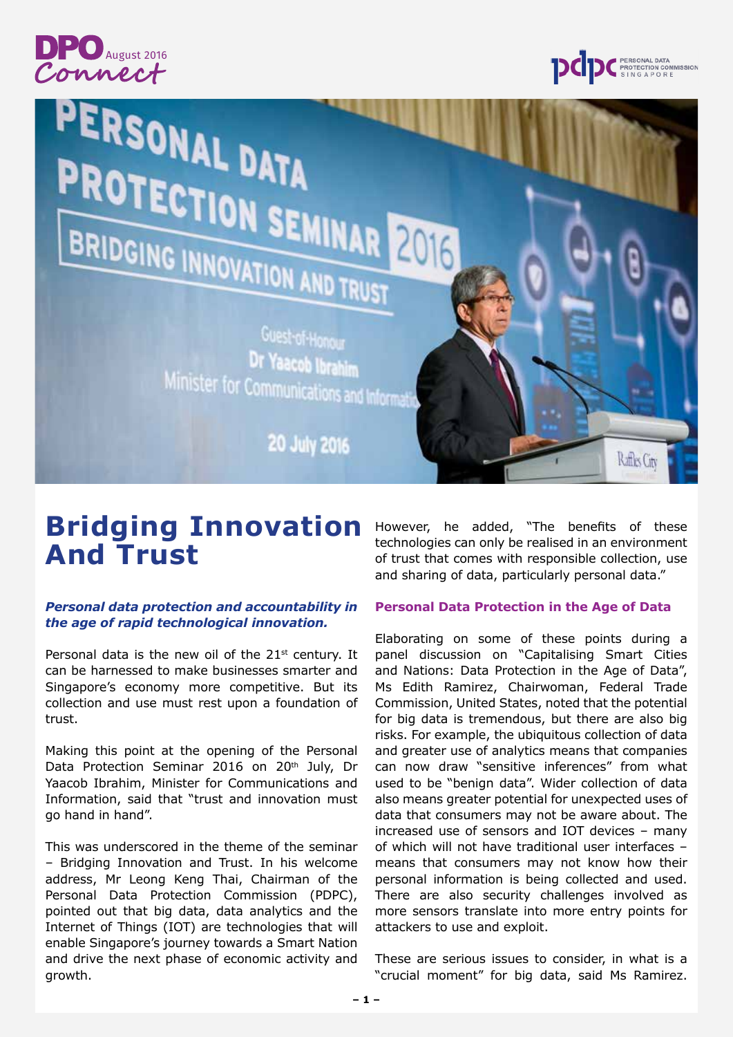# Bridging Innovation And Trust

***Personal data protection and accountability in the age of rapid technological innovation.***

Personal data is the new oil of the 21st century. It can be harnessed to make businesses smarter and Singapore's economy more competitive. But its collection and use must rest upon a foundation of trust.

Making this point at the opening of the Personal Data Protection Seminar 2016 on 20th July, Dr Yaacob Ibrahim, Minister for Communications and Information, said that "trust and innovation must go hand in hand".

This was underscored in the theme of the seminar – Bridging Innovation and Trust. In his welcome address, Mr Leong Keng Thai, Chairman of the Personal Data Protection Commission (PDPC), pointed out that big data, data analytics and the Internet of Things (IOT) are technologies that will enable Singapore's journey towards a Smart Nation and drive the next phase of economic activity and growth.

However, he added, "The benefits of these technologies can only be realised in an environment of trust that comes with responsible collection, use and sharing of data, particularly personal data."

## Personal Data Protection in the Age of Data

Elaborating on some of these points during a panel discussion on "Capitalising Smart Cities and Nations: Data Protection in the Age of Data", Ms Edith Ramirez, Chairwoman, Federal Trade Commission, United States, noted that the potential for big data is tremendous, but there are also big risks. For example, the ubiquitous collection of data and greater use of analytics means that companies can now draw "sensitive inferences" from what used to be "benign data". Wider collection of data also means greater potential for unexpected uses of data that consumers may not be aware about. The increased use of sensors and IOT devices – many of which will not have traditional user interfaces – means that consumers may not know how their personal information is being collected and used. There are also security challenges involved as more sensors translate into more entry points for attackers to use and exploit.

These are serious issues to consider, in what is a "crucial moment" for big data, said Ms Ramirez.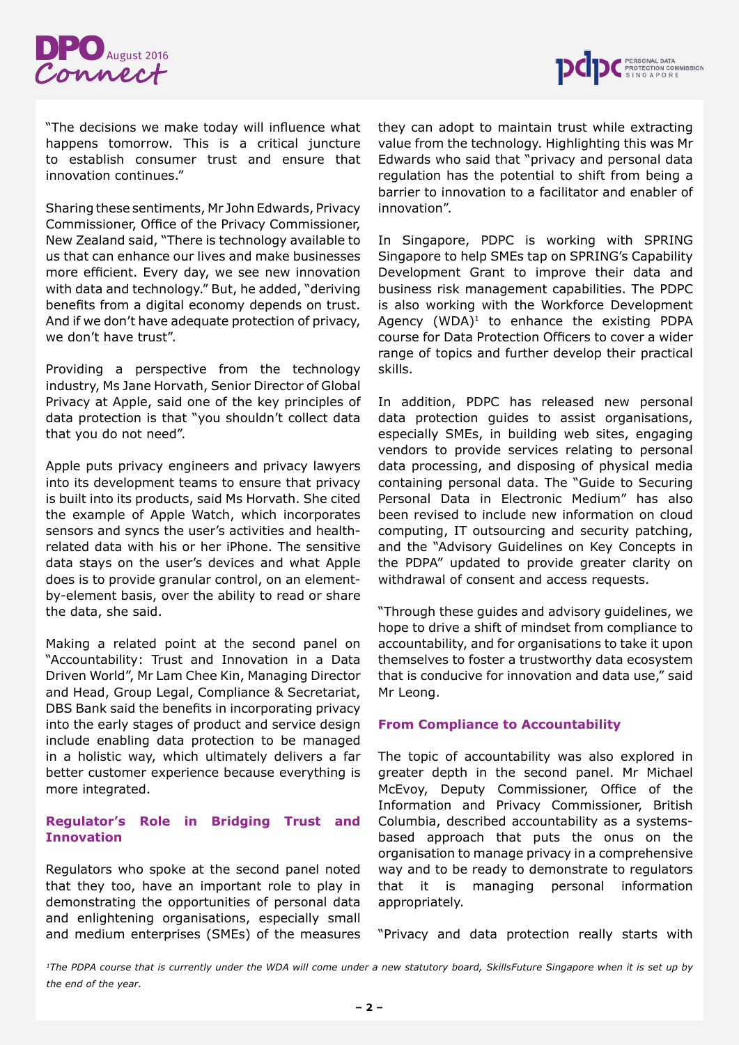"The decisions we make today will influence what happens tomorrow. This is a critical juncture to establish consumer trust and ensure that innovation continues."

Sharing these sentiments, Mr John Edwards, Privacy Commissioner, Office of the Privacy Commissioner, New Zealand said, "There is technology available to us that can enhance our lives and make businesses more efficient. Every day, we see new innovation with data and technology." But, he added, "deriving benefits from a digital economy depends on trust. And if we don't have adequate protection of privacy, we don't have trust".

Providing a perspective from the technology industry, Ms Jane Horvath, Senior Director of Global Privacy at Apple, said one of the key principles of data protection is that "you shouldn't collect data that you do not need".

Apple puts privacy engineers and privacy lawyers into its development teams to ensure that privacy is built into its products, said Ms Horvath. She cited the example of Apple Watch, which incorporates sensors and syncs the user's activities and health-related data with his or her iPhone. The sensitive data stays on the user's devices and what Apple does is to provide granular control, on an element-by-element basis, over the ability to read or share the data, she said.

Making a related point at the second panel on "Accountability: Trust and Innovation in a Data Driven World", Mr Lam Chee Kin, Managing Director and Head, Group Legal, Compliance & Secretariat, DBS Bank said the benefits in incorporating privacy into the early stages of product and service design include enabling data protection to be managed in a holistic way, which ultimately delivers a far better customer experience because everything is more integrated.

### Regulator's Role in Bridging Trust and Innovation

Regulators who spoke at the second panel noted that they too, have an important role to play in demonstrating the opportunities of personal data and enlightening organisations, especially small and medium enterprises (SMEs) of the measures they can adopt to maintain trust while extracting value from the technology. Highlighting this was Mr Edwards who said that "privacy and personal data regulation has the potential to shift from being a barrier to innovation to a facilitator and enabler of innovation".

In Singapore, PDPC is working with SPRING Singapore to help SMEs tap on SPRING's Capability Development Grant to improve their data and business risk management capabilities. The PDPC is also working with the Workforce Development Agency (WDA)[1] to enhance the existing PDPA course for Data Protection Officers to cover a wider range of topics and further develop their practical skills.

In addition, PDPC has released new personal data protection guides to assist organisations, especially SMEs, in building web sites, engaging vendors to provide services relating to personal data processing, and disposing of physical media containing personal data. The "Guide to Securing Personal Data in Electronic Medium" has also been revised to include new information on cloud computing, IT outsourcing and security patching, and the "Advisory Guidelines on Key Concepts in the PDPA" updated to provide greater clarity on withdrawal of consent and access requests.

"Through these guides and advisory guidelines, we hope to drive a shift of mindset from compliance to accountability, and for organisations to take it upon themselves to foster a trustworthy data ecosystem that is conducive for innovation and data use," said Mr Leong.

### From Compliance to Accountability

The topic of accountability was also explored in greater depth in the second panel. Mr Michael McEvoy, Deputy Commissioner, Office of the Information and Privacy Commissioner, British Columbia, described accountability as a systems-based approach that puts the onus on the organisation to manage privacy in a comprehensive way and to be ready to demonstrate to regulators that it is managing personal information appropriately.

"Privacy and data protection really starts with

*[1]The PDPA course that is currently under the WDA will come under a new statutory board, SkillsFuture Singapore when it is set up by the end of the year.*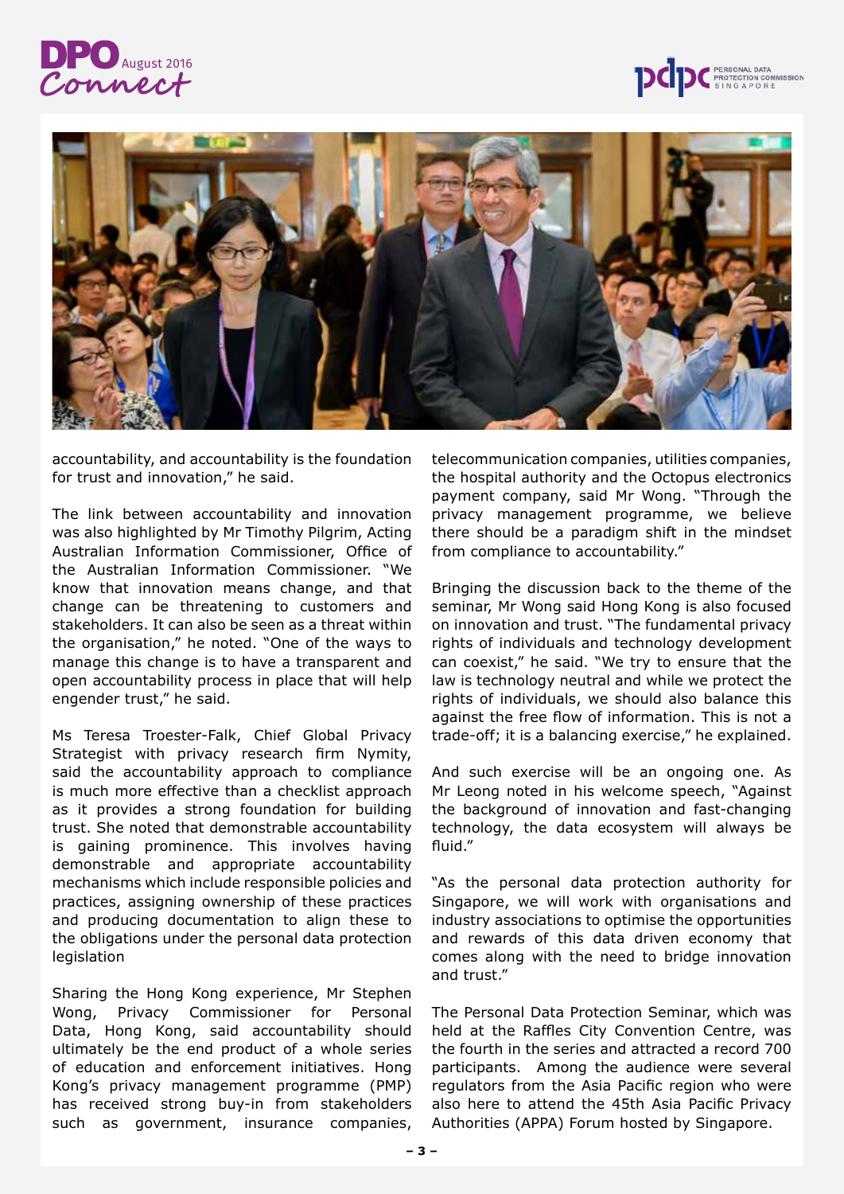accountability, and accountability is the foundation for trust and innovation," he said.

The link between accountability and innovation was also highlighted by Mr Timothy Pilgrim, Acting Australian Information Commissioner, Office of the Australian Information Commissioner. "We know that innovation means change, and that change can be threatening to customers and stakeholders. It can also be seen as a threat within the organisation," he noted. "One of the ways to manage this change is to have a transparent and open accountability process in place that will help engender trust," he said.

Ms Teresa Troester-Falk, Chief Global Privacy Strategist with privacy research firm Nymity, said the accountability approach to compliance is much more effective than a checklist approach as it provides a strong foundation for building trust. She noted that demonstrable accountability is gaining prominence. This involves having demonstrable and appropriate accountability mechanisms which include responsible policies and practices, assigning ownership of these practices and producing documentation to align these to the obligations under the personal data protection legislation

Sharing the Hong Kong experience, Mr Stephen Wong, Privacy Commissioner for Personal Data, Hong Kong, said accountability should ultimately be the end product of a whole series of education and enforcement initiatives. Hong Kong's privacy management programme (PMP) has received strong buy-in from stakeholders such as government, insurance companies, telecommunication companies, utilities companies, the hospital authority and the Octopus electronics payment company, said Mr Wong. "Through the privacy management programme, we believe there should be a paradigm shift in the mindset from compliance to accountability."

Bringing the discussion back to the theme of the seminar, Mr Wong said Hong Kong is also focused on innovation and trust. "The fundamental privacy rights of individuals and technology development can coexist," he said. "We try to ensure that the law is technology neutral and while we protect the rights of individuals, we should also balance this against the free flow of information. This is not a trade-off; it is a balancing exercise," he explained.

And such exercise will be an ongoing one. As Mr Leong noted in his welcome speech, "Against the background of innovation and fast-changing technology, the data ecosystem will always be fluid."

"As the personal data protection authority for Singapore, we will work with organisations and industry associations to optimise the opportunities and rewards of this data driven economy that comes along with the need to bridge innovation and trust."

The Personal Data Protection Seminar, which was held at the Raffles City Convention Centre, was the fourth in the series and attracted a record 700 participants. Among the audience were several regulators from the Asia Pacific region who were also here to attend the 45th Asia Pacific Privacy Authorities (APPA) Forum hosted by Singapore.